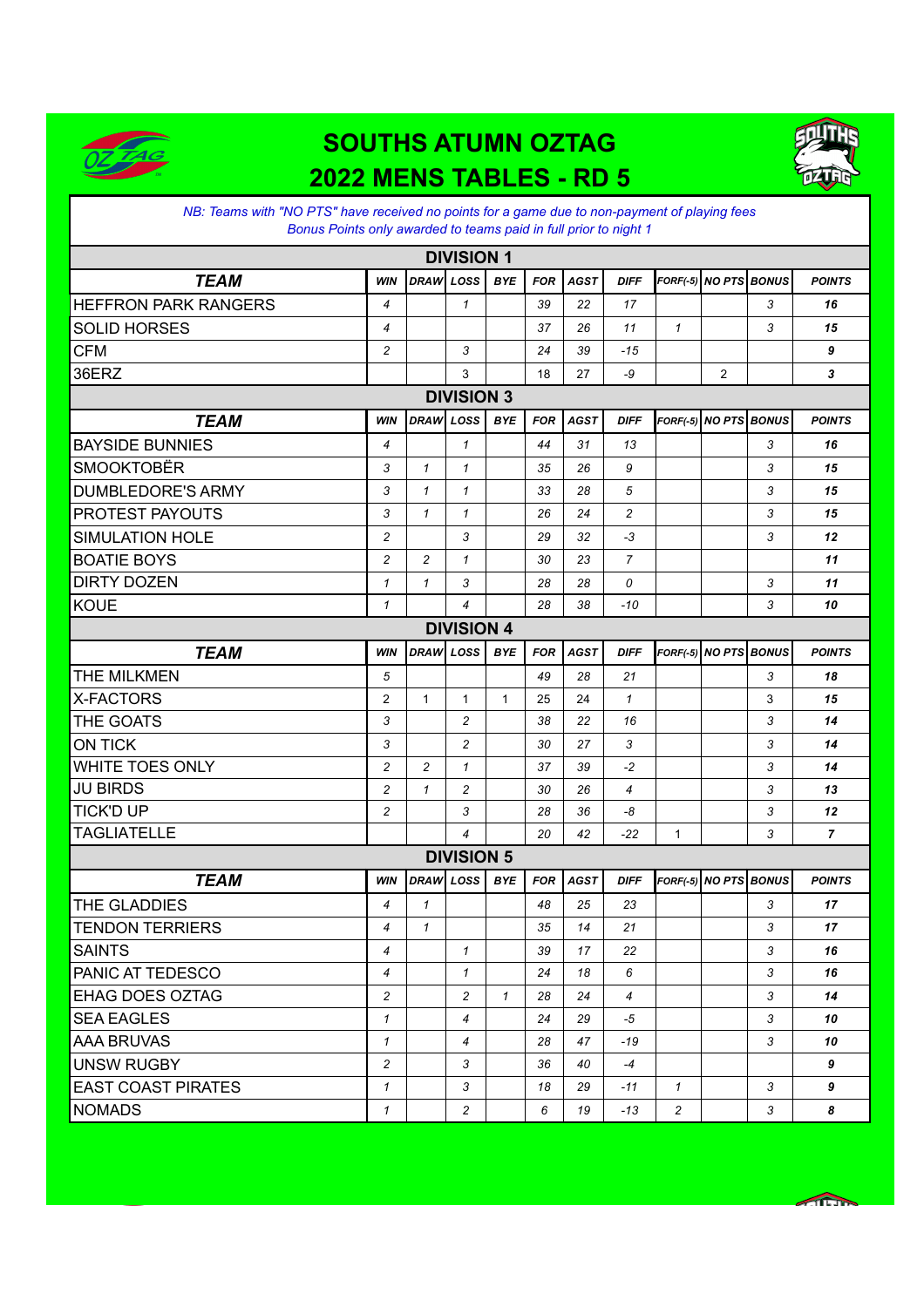# SOUTHS ATUMN OZTAG

# 2022 MENS TABLES - RD 5

*NB: Teams with "NO PTS" have received no points for a game due to non-payment of playing fees*
*Bonus Points only awarded to teams paid in full prior to night 1*

## DIVISION 1

| TEAM | WIN | DRAW | LOSS | BYE | FOR | AGST | DIFF | FORF(-5) | NO PTS | BONUS | POINTS |
|---|---|---|---|---|---|---|---|---|---|---|---|
| HEFFRON PARK RANGERS | 4 | | 1 | | 39 | 22 | 17 | | | 3 | 16 |
| SOLID HORSES | 4 | | | | 37 | 26 | 11 | 1 | | 3 | 15 |
| CFM | 2 | | 3 | | 24 | 39 | -15 | | | | 9 |
| 36ERZ | | | 3 | | 18 | 27 | -9 | | 2 | | 3 |

## DIVISION 3

| TEAM | WIN | DRAW | LOSS | BYE | FOR | AGST | DIFF | FORF(-5) | NO PTS | BONUS | POINTS |
|---|---|---|---|---|---|---|---|---|---|---|---|
| BAYSIDE BUNNIES | 4 | | 1 | | 44 | 31 | 13 | | | 3 | 16 |
| SMOOKTOBËR | 3 | 1 | 1 | | 35 | 26 | 9 | | | 3 | 15 |
| DUMBLEDORE'S ARMY | 3 | 1 | 1 | | 33 | 28 | 5 | | | 3 | 15 |
| PROTEST PAYOUTS | 3 | 1 | 1 | | 26 | 24 | 2 | | | 3 | 15 |
| SIMULATION HOLE | 2 | | 3 | | 29 | 32 | -3 | | | 3 | 12 |
| BOATIE BOYS | 2 | 2 | 1 | | 30 | 23 | 7 | | | | 11 |
| DIRTY DOZEN | 1 | 1 | 3 | | 28 | 28 | 0 | | | 3 | 11 |
| KOUE | 1 | | 4 | | 28 | 38 | -10 | | | 3 | 10 |

## DIVISION 4

| TEAM | WIN | DRAW | LOSS | BYE | FOR | AGST | DIFF | FORF(-5) | NO PTS | BONUS | POINTS |
|---|---|---|---|---|---|---|---|---|---|---|---|
| THE MILKMEN | 5 | | | | 49 | 28 | 21 | | | 3 | 18 |
| X-FACTORS | 2 | 1 | 1 | 1 | 25 | 24 | 1 | | | 3 | 15 |
| THE GOATS | 3 | | 2 | | 38 | 22 | 16 | | | 3 | 14 |
| ON TICK | 3 | | 2 | | 30 | 27 | 3 | | | 3 | 14 |
| WHITE TOES ONLY | 2 | 2 | 1 | | 37 | 39 | -2 | | | 3 | 14 |
| JU BIRDS | 2 | 1 | 2 | | 30 | 26 | 4 | | | 3 | 13 |
| TICK'D UP | 2 | | 3 | | 28 | 36 | -8 | | | 3 | 12 |
| TAGLIATELLE | | | 4 | | 20 | 42 | -22 | 1 | | 3 | 7 |

## DIVISION 5

| TEAM | WIN | DRAW | LOSS | BYE | FOR | AGST | DIFF | FORF(-5) | NO PTS | BONUS | POINTS |
|---|---|---|---|---|---|---|---|---|---|---|---|
| THE GLADDIES | 4 | 1 | | | 48 | 25 | 23 | | | 3 | 17 |
| TENDON TERRIERS | 4 | 1 | | | 35 | 14 | 21 | | | 3 | 17 |
| SAINTS | 4 | | 1 | | 39 | 17 | 22 | | | 3 | 16 |
| PANIC AT TEDESCO | 4 | | 1 | | 24 | 18 | 6 | | | 3 | 16 |
| EHAG DOES OZTAG | 2 | | 2 | 1 | 28 | 24 | 4 | | | 3 | 14 |
| SEA EAGLES | 1 | | 4 | | 24 | 29 | -5 | | | 3 | 10 |
| AAA BRUVAS | 1 | | 4 | | 28 | 47 | -19 | | | 3 | 10 |
| UNSW RUGBY | 2 | | 3 | | 36 | 40 | -4 | | | | 9 |
| EAST COAST PIRATES | 1 | | 3 | | 18 | 29 | -11 | 1 | | 3 | 9 |
| NOMADS | 1 | | 2 | | 6 | 19 | -13 | 2 | | 3 | 8 |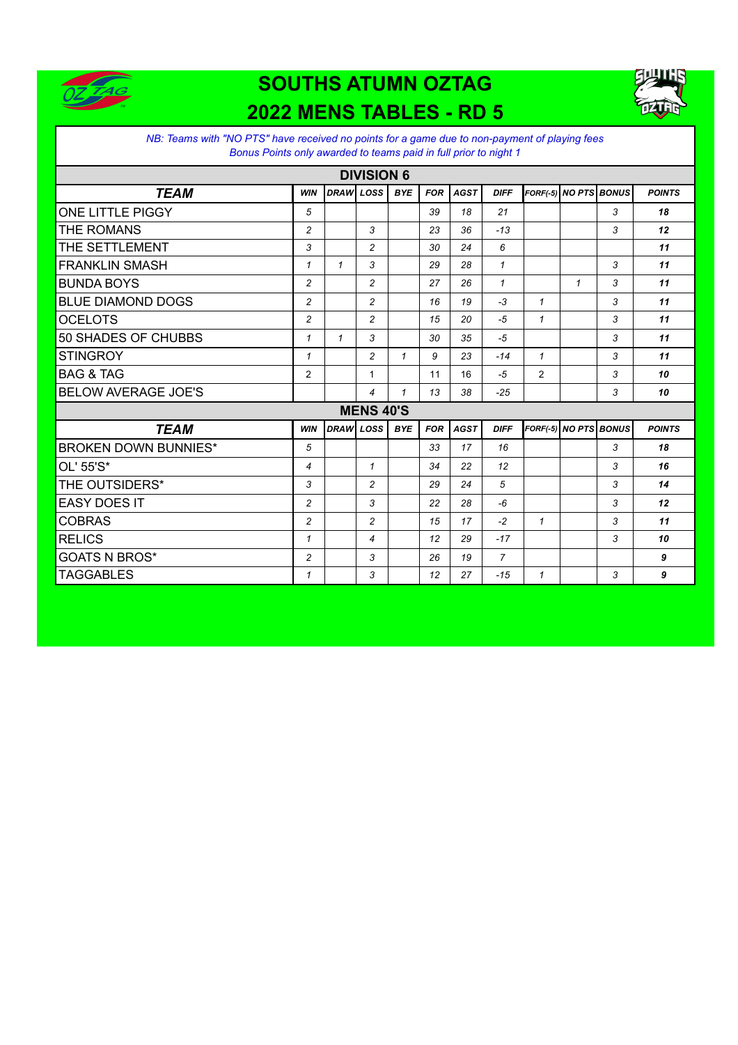# SOUTHS ATUMN OZTAG
# 2022 MENS TABLES - RD 5

*NB: Teams with "NO PTS" have received no points for a game due to non-payment of playing fees*
*Bonus Points only awarded to teams paid in full prior to night 1*

## DIVISION 6

| TEAM | WIN | DRAW | LOSS | BYE | FOR | AGST | DIFF | FORF(-5) | NO PTS | BONUS | POINTS |
|---|---|---|---|---|---|---|---|---|---|---|---|
| ONE LITTLE PIGGY | 5 | | | | 39 | 18 | 21 | | | 3 | 18 |
| THE ROMANS | 2 | | 3 | | 23 | 36 | -13 | | | 3 | 12 |
| THE SETTLEMENT | 3 | | 2 | | 30 | 24 | 6 | | | | 11 |
| FRANKLIN SMASH | 1 | 1 | 3 | | 29 | 28 | 1 | | | 3 | 11 |
| BUNDA BOYS | 2 | | 2 | | 27 | 26 | 1 | | 1 | 3 | 11 |
| BLUE DIAMOND DOGS | 2 | | 2 | | 16 | 19 | -3 | 1 | | 3 | 11 |
| OCELOTS | 2 | | 2 | | 15 | 20 | -5 | 1 | | 3 | 11 |
| 50 SHADES OF CHUBBS | 1 | 1 | 3 | | 30 | 35 | -5 | | | 3 | 11 |
| STINGROY | 1 | | 2 | 1 | 9 | 23 | -14 | 1 | | 3 | 11 |
| BAG & TAG | 2 | | 1 | | 11 | 16 | -5 | 2 | | 3 | 10 |
| BELOW AVERAGE JOE'S | | | 4 | 1 | 13 | 38 | -25 | | | 3 | 10 |

## MENS 40'S

| TEAM | WIN | DRAW | LOSS | BYE | FOR | AGST | DIFF | FORF(-5) | NO PTS | BONUS | POINTS |
|---|---|---|---|---|---|---|---|---|---|---|---|
| BROKEN DOWN BUNNIES* | 5 | | | | 33 | 17 | 16 | | | 3 | 18 |
| OL' 55'S* | 4 | | 1 | | 34 | 22 | 12 | | | 3 | 16 |
| THE OUTSIDERS* | 3 | | 2 | | 29 | 24 | 5 | | | 3 | 14 |
| EASY DOES IT | 2 | | 3 | | 22 | 28 | -6 | | | 3 | 12 |
| COBRAS | 2 | | 2 | | 15 | 17 | -2 | 1 | | 3 | 11 |
| RELICS | 1 | | 4 | | 12 | 29 | -17 | | | 3 | 10 |
| GOATS N BROS* | 2 | | 3 | | 26 | 19 | 7 | | | | 9 |
| TAGGABLES | 1 | | 3 | | 12 | 27 | -15 | 1 | | 3 | 9 |